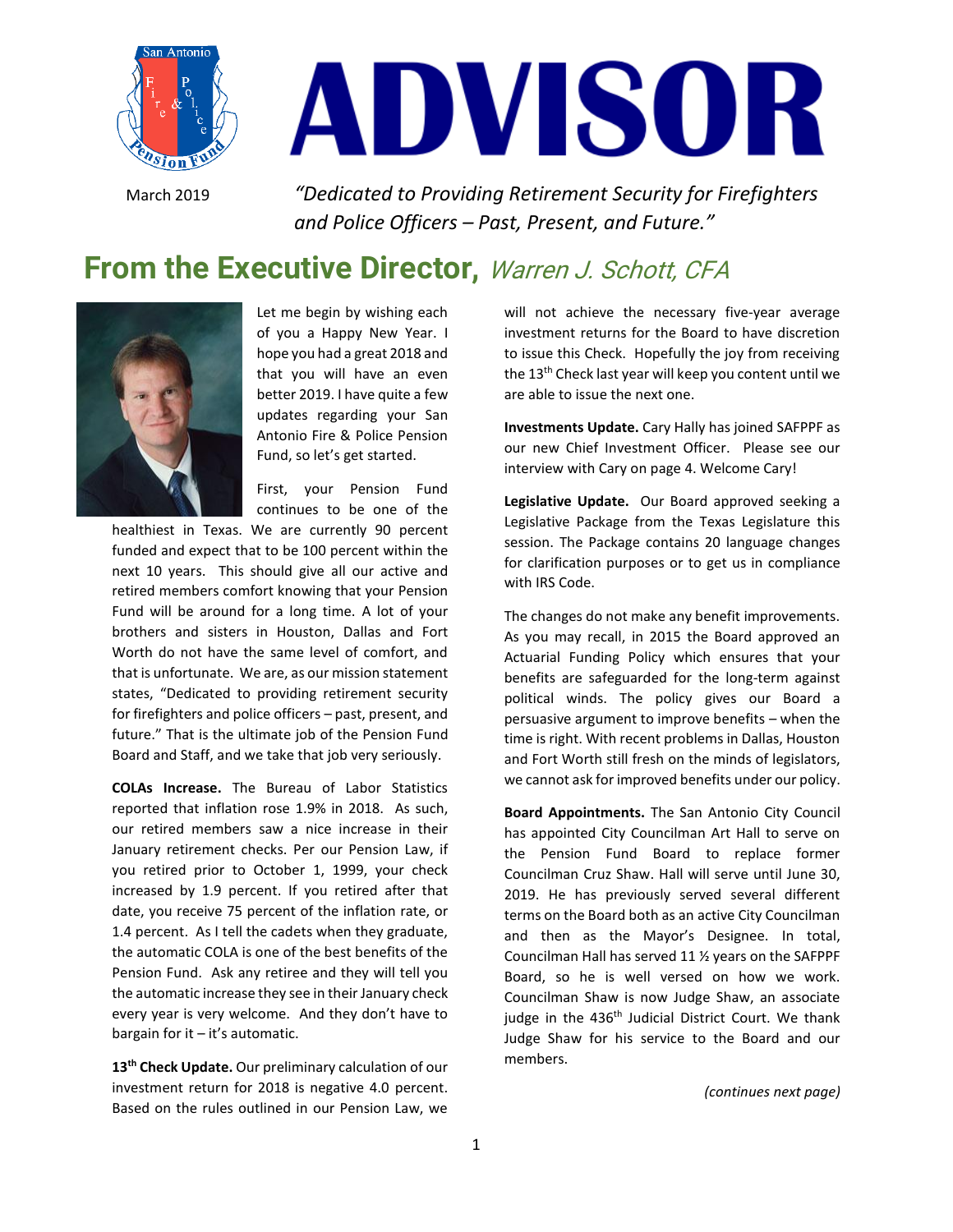# ADVISOR

March 2019

*"Dedicated to Providing Retirement Security for Firefighters and Police Officers – Past, Present, and Future."*

## From the Executive Director, *Warren J. Schott, CFA*

Let me begin by wishing each of you a Happy New Year. I hope you had a great 2018 and that you will have an even better 2019. I have quite a few updates regarding your San Antonio Fire & Police Pension Fund, so let's get started.

First, your Pension Fund continues to be one of the healthiest in Texas. We are currently 90 percent funded and expect that to be 100 percent within the next 10 years. This should give all our active and retired members comfort knowing that your Pension Fund will be around for a long time. A lot of your brothers and sisters in Houston, Dallas and Fort Worth do not have the same level of comfort, and that is unfortunate. We are, as our mission statement states, "Dedicated to providing retirement security for firefighters and police officers – past, present, and future." That is the ultimate job of the Pension Fund Board and Staff, and we take that job very seriously.

**COLAs Increase.** The Bureau of Labor Statistics reported that inflation rose 1.9% in 2018. As such, our retired members saw a nice increase in their January retirement checks. Per our Pension Law, if you retired prior to October 1, 1999, your check increased by 1.9 percent. If you retired after that date, you receive 75 percent of the inflation rate, or 1.4 percent. As I tell the cadets when they graduate, the automatic COLA is one of the best benefits of the Pension Fund. Ask any retiree and they will tell you the automatic increase they see in their January check every year is very welcome. And they don't have to bargain for it – it's automatic.

**13th Check Update.** Our preliminary calculation of our investment return for 2018 is negative 4.0 percent. Based on the rules outlined in our Pension Law, we will not achieve the necessary five-year average investment returns for the Board to have discretion to issue this Check. Hopefully the joy from receiving the 13th Check last year will keep you content until we are able to issue the next one.

**Investments Update.** Cary Hally has joined SAFPPF as our new Chief Investment Officer. Please see our interview with Cary on page 4. Welcome Cary!

**Legislative Update.** Our Board approved seeking a Legislative Package from the Texas Legislature this session. The Package contains 20 language changes for clarification purposes or to get us in compliance with IRS Code.

The changes do not make any benefit improvements. As you may recall, in 2015 the Board approved an Actuarial Funding Policy which ensures that your benefits are safeguarded for the long-term against political winds. The policy gives our Board a persuasive argument to improve benefits – when the time is right. With recent problems in Dallas, Houston and Fort Worth still fresh on the minds of legislators, we cannot ask for improved benefits under our policy.

**Board Appointments.** The San Antonio City Council has appointed City Councilman Art Hall to serve on the Pension Fund Board to replace former Councilman Cruz Shaw. Hall will serve until June 30, 2019. He has previously served several different terms on the Board both as an active City Councilman and then as the Mayor's Designee. In total, Councilman Hall has served 11 ½ years on the SAFPPF Board, so he is well versed on how we work. Councilman Shaw is now Judge Shaw, an associate judge in the 436th Judicial District Court. We thank Judge Shaw for his service to the Board and our members.

*(continues next page)*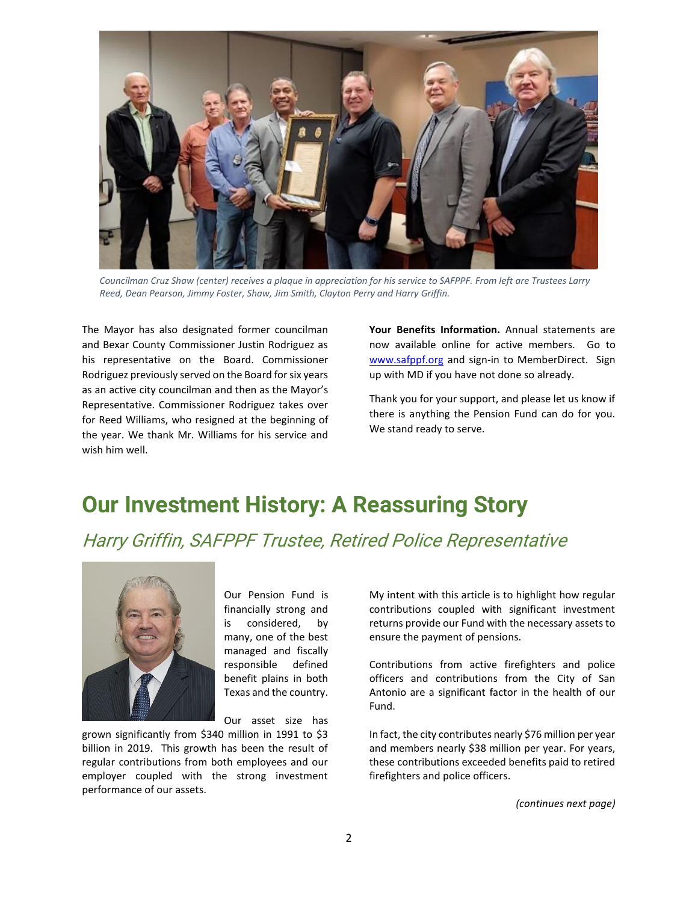*Councilman Cruz Shaw (center) receives a plaque in appreciation for his service to SAFPPF. From left are Trustees Larry Reed, Dean Pearson, Jimmy Foster, Shaw, Jim Smith, Clayton Perry and Harry Griffin.*

The Mayor has also designated former councilman and Bexar County Commissioner Justin Rodriguez as his representative on the Board. Commissioner Rodriguez previously served on the Board for six years as an active city councilman and then as the Mayor's Representative. Commissioner Rodriguez takes over for Reed Williams, who resigned at the beginning of the year. We thank Mr. Williams for his service and wish him well.

**Your Benefits Information.** Annual statements are now available online for active members. Go to www.safppf.org and sign-in to MemberDirect. Sign up with MD if you have not done so already.

Thank you for your support, and please let us know if there is anything the Pension Fund can do for you. We stand ready to serve.

# Our Investment History: A Reassuring Story

## Harry Griffin, SAFPPF Trustee, Retired Police Representative

Our Pension Fund is financially strong and is considered, by many, one of the best managed and fiscally responsible defined benefit plains in both Texas and the country.

Our asset size has grown significantly from $340 million in 1991 to $3 billion in 2019. This growth has been the result of regular contributions from both employees and our employer coupled with the strong investment performance of our assets.

My intent with this article is to highlight how regular contributions coupled with significant investment returns provide our Fund with the necessary assets to ensure the payment of pensions.

Contributions from active firefighters and police officers and contributions from the City of San Antonio are a significant factor in the health of our Fund.

In fact, the city contributes nearly $76 million per year and members nearly $38 million per year. For years, these contributions exceeded benefits paid to retired firefighters and police officers.

*(continues next page)*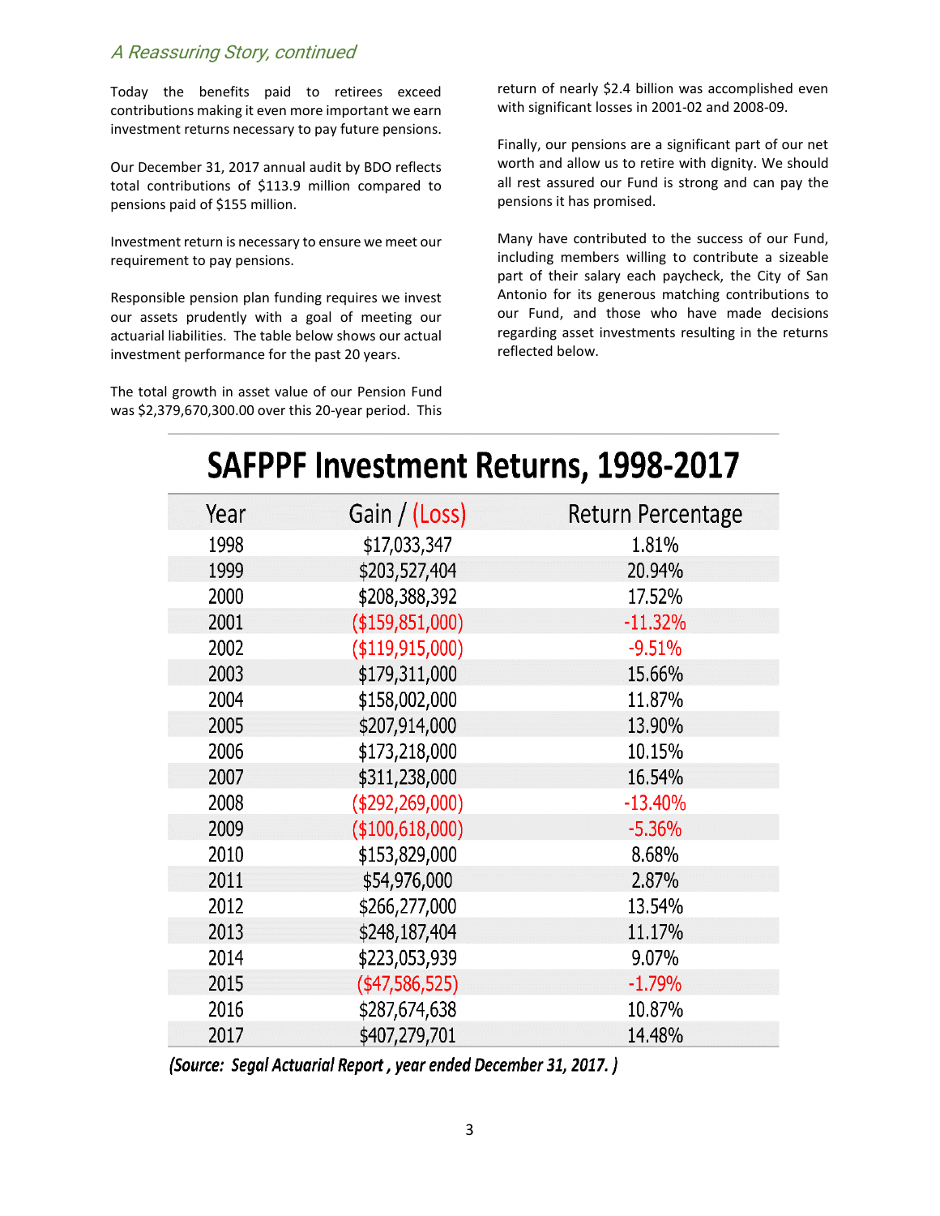*A Reassuring Story, continued*

Today the benefits paid to retirees exceed contributions making it even more important we earn investment returns necessary to pay future pensions.

Our December 31, 2017 annual audit by BDO reflects total contributions of $113.9 million compared to pensions paid of $155 million.

Investment return is necessary to ensure we meet our requirement to pay pensions.

Responsible pension plan funding requires we invest our assets prudently with a goal of meeting our actuarial liabilities. The table below shows our actual investment performance for the past 20 years.

The total growth in asset value of our Pension Fund was $2,379,670,300.00 over this 20-year period. This return of nearly $2.4 billion was accomplished even with significant losses in 2001-02 and 2008-09.

Finally, our pensions are a significant part of our net worth and allow us to retire with dignity. We should all rest assured our Fund is strong and can pay the pensions it has promised.

Many have contributed to the success of our Fund, including members willing to contribute a sizeable part of their salary each paycheck, the City of San Antonio for its generous matching contributions to our Fund, and those who have made decisions regarding asset investments resulting in the returns reflected below.

## SAFPPF Investment Returns, 1998-2017

| Year | Gain / (Loss) | Return Percentage |
|---|---|---|
| 1998 | $17,033,347 | 1.81% |
| 1999 | $203,527,404 | 20.94% |
| 2000 | $208,388,392 | 17.52% |
| 2001 | ($159,851,000) | -11.32% |
| 2002 | ($119,915,000) | -9.51% |
| 2003 | $179,311,000 | 15.66% |
| 2004 | $158,002,000 | 11.87% |
| 2005 | $207,914,000 | 13.90% |
| 2006 | $173,218,000 | 10.15% |
| 2007 | $311,238,000 | 16.54% |
| 2008 | ($292,269,000) | -13.40% |
| 2009 | ($100,618,000) | -5.36% |
| 2010 | $153,829,000 | 8.68% |
| 2011 | $54,976,000 | 2.87% |
| 2012 | $266,277,000 | 13.54% |
| 2013 | $248,187,404 | 11.17% |
| 2014 | $223,053,939 | 9.07% |
| 2015 | ($47,586,525) | -1.79% |
| 2016 | $287,674,638 | 10.87% |
| 2017 | $407,279,701 | 14.48% |

*(Source: Segal Actuarial Report , year ended December 31, 2017. )*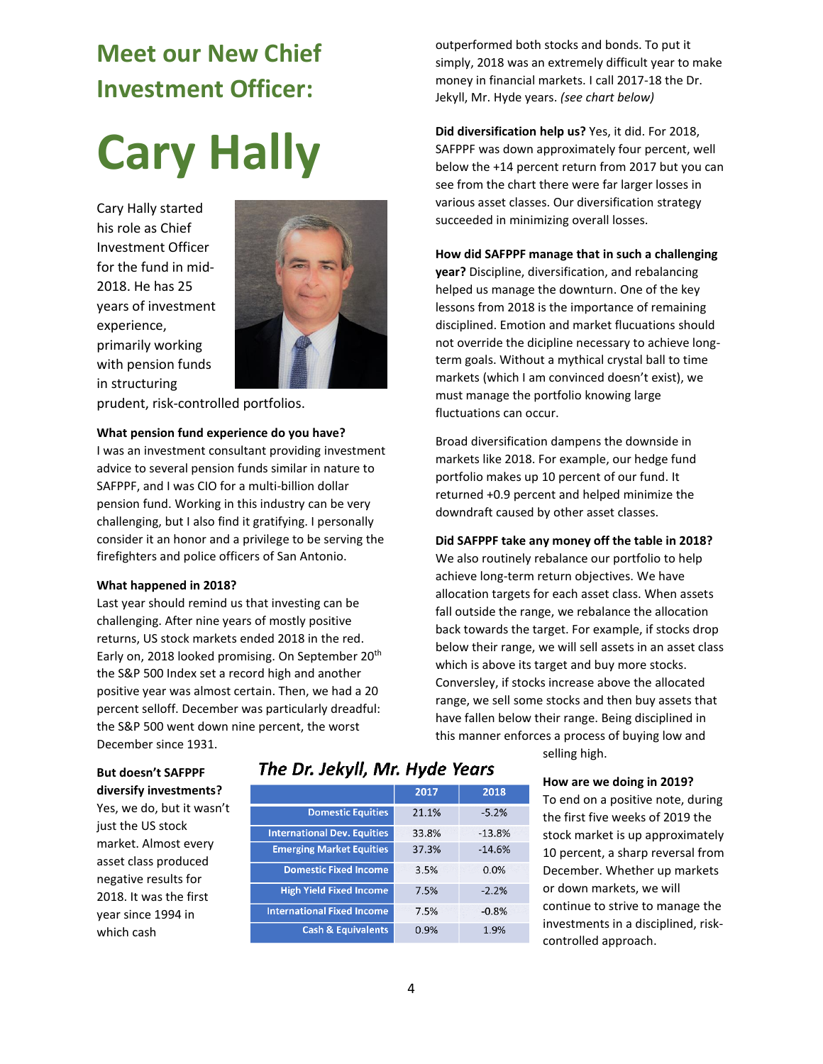## Meet our New Chief Investment Officer:

# Cary Hally

Cary Hally started his role as Chief Investment Officer for the fund in mid-2018. He has 25 years of investment experience, primarily working with pension funds in structuring prudent, risk-controlled portfolios.

**What pension fund experience do you have?**
I was an investment consultant providing investment advice to several pension funds similar in nature to SAFPPF, and I was CIO for a multi-billion dollar pension fund. Working in this industry can be very challenging, but I also find it gratifying. I personally consider it an honor and a privilege to be serving the firefighters and police officers of San Antonio.

**What happened in 2018?**
Last year should remind us that investing can be challenging. After nine years of mostly positive returns, US stock markets ended 2018 in the red. Early on, 2018 looked promising. On September 20th the S&P 500 Index set a record high and another positive year was almost certain. Then, we had a 20 percent selloff. December was particularly dreadful: the S&P 500 went down nine percent, the worst December since 1931.

**But doesn't SAFPPF diversify investments?**
Yes, we do, but it wasn't just the US stock market. Almost every asset class produced negative results for 2018. It was the first year since 1994 in which cash outperformed both stocks and bonds. To put it simply, 2018 was an extremely difficult year to make money in financial markets. I call 2017-18 the Dr. Jekyll, Mr. Hyde years. *(see chart below)*

***The Dr. Jekyll, Mr. Hyde Years***

| | 2017 | 2018 |
|---|---|---|
| Domestic Equities | 21.1% | -5.2% |
| International Dev. Equities | 33.8% | -13.8% |
| Emerging Market Equities | 37.3% | -14.6% |
| Domestic Fixed Income | 3.5% | 0.0% |
| High Yield Fixed Income | 7.5% | -2.2% |
| International Fixed Income | 7.5% | -0.8% |
| Cash & Equivalents | 0.9% | 1.9% |

**Did diversification help us?** Yes, it did. For 2018, SAFPPF was down approximately four percent, well below the +14 percent return from 2017 but you can see from the chart there were far larger losses in various asset classes. Our diversification strategy succeeded in minimizing overall losses.

**How did SAFPPF manage that in such a challenging year?** Discipline, diversification, and rebalancing helped us manage the downturn. One of the key lessons from 2018 is the importance of remaining disciplined. Emotion and market fluctuations should not override the dicipline necessary to achieve long-term goals. Without a mythical crystal ball to time markets (which I am convinced doesn't exist), we must manage the portfolio knowing large fluctuations can occur.

Broad diversification dampens the downside in markets like 2018. For example, our hedge fund portfolio makes up 10 percent of our fund. It returned +0.9 percent and helped minimize the downdraft caused by other asset classes.

**Did SAFPPF take any money off the table in 2018?**
We also routinely rebalance our portfolio to help achieve long-term return objectives. We have allocation targets for each asset class. When assets fall outside the range, we rebalance the allocation back towards the target. For example, if stocks drop below their range, we will sell assets in an asset class which is above its target and buy more stocks. Conversley, if stocks increase above the allocated range, we sell some stocks and then buy assets that have fallen below their range. Being disciplined in this manner enforces a process of buying low and selling high.

**How are we doing in 2019?**
To end on a positive note, during the first five weeks of 2019 the stock market is up approximately 10 percent, a sharp reversal from December. Whether up markets or down markets, we will continue to strive to manage the investments in a disciplined, risk-controlled approach.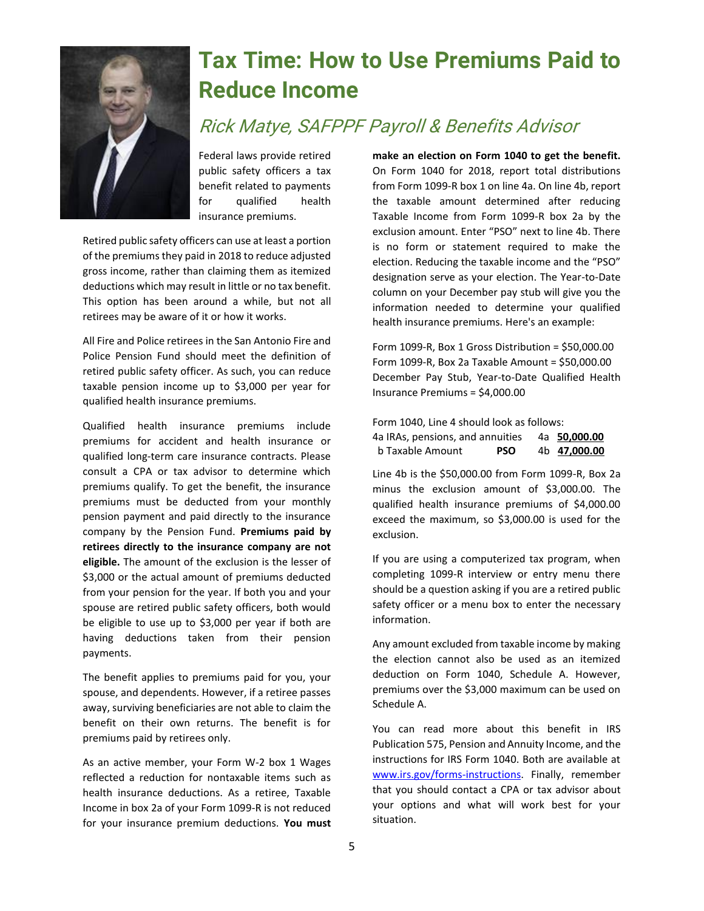# Tax Time: How to Use Premiums Paid to Reduce Income

*Rick Matye, SAFPPF Payroll & Benefits Advisor*

Federal laws provide retired public safety officers a tax benefit related to payments for qualified health insurance premiums.

Retired public safety officers can use at least a portion of the premiums they paid in 2018 to reduce adjusted gross income, rather than claiming them as itemized deductions which may result in little or no tax benefit. This option has been around a while, but not all retirees may be aware of it or how it works.

All Fire and Police retirees in the San Antonio Fire and Police Pension Fund should meet the definition of retired public safety officer. As such, you can reduce taxable pension income up to $3,000 per year for qualified health insurance premiums.

Qualified health insurance premiums include premiums for accident and health insurance or qualified long-term care insurance contracts. Please consult a CPA or tax advisor to determine which premiums qualify. To get the benefit, the insurance premiums must be deducted from your monthly pension payment and paid directly to the insurance company by the Pension Fund. **Premiums paid by retirees directly to the insurance company are not eligible.** The amount of the exclusion is the lesser of $3,000 or the actual amount of premiums deducted from your pension for the year. If both you and your spouse are retired public safety officers, both would be eligible to use up to $3,000 per year if both are having deductions taken from their pension payments.

The benefit applies to premiums paid for you, your spouse, and dependents. However, if a retiree passes away, surviving beneficiaries are not able to claim the benefit on their own returns. The benefit is for premiums paid by retirees only.

As an active member, your Form W-2 box 1 Wages reflected a reduction for nontaxable items such as health insurance deductions. As a retiree, Taxable Income in box 2a of your Form 1099-R is not reduced for your insurance premium deductions. **You must make an election on Form 1040 to get the benefit.** On Form 1040 for 2018, report total distributions from Form 1099-R box 1 on line 4a. On line 4b, report the taxable amount determined after reducing Taxable Income from Form 1099-R box 2a by the exclusion amount. Enter "PSO" next to line 4b. There is no form or statement required to make the election. Reducing the taxable income and the "PSO" designation serve as your election. The Year-to-Date column on your December pay stub will give you the information needed to determine your qualified health insurance premiums. Here's an example:

Form 1099-R, Box 1 Gross Distribution = $50,000.00
Form 1099-R, Box 2a Taxable Amount = $50,000.00
December Pay Stub, Year-to-Date Qualified Health Insurance Premiums = $4,000.00

Form 1040, Line 4 should look as follows:

| | | | |
|---|---|---|---|
| 4a IRAs, pensions, and annuities | | 4a | **50,000.00** |
| b Taxable Amount | **PSO** | 4b | **47,000.00** |

Line 4b is the $50,000.00 from Form 1099-R, Box 2a minus the exclusion amount of $3,000.00. The qualified health insurance premiums of $4,000.00 exceed the maximum, so $3,000.00 is used for the exclusion.

If you are using a computerized tax program, when completing 1099-R interview or entry menu there should be a question asking if you are a retired public safety officer or a menu box to enter the necessary information.

Any amount excluded from taxable income by making the election cannot also be used as an itemized deduction on Form 1040, Schedule A. However, premiums over the $3,000 maximum can be used on Schedule A.

You can read more about this benefit in IRS Publication 575, Pension and Annuity Income, and the instructions for IRS Form 1040. Both are available at www.irs.gov/forms-instructions. Finally, remember that you should contact a CPA or tax advisor about your options and what will work best for your situation.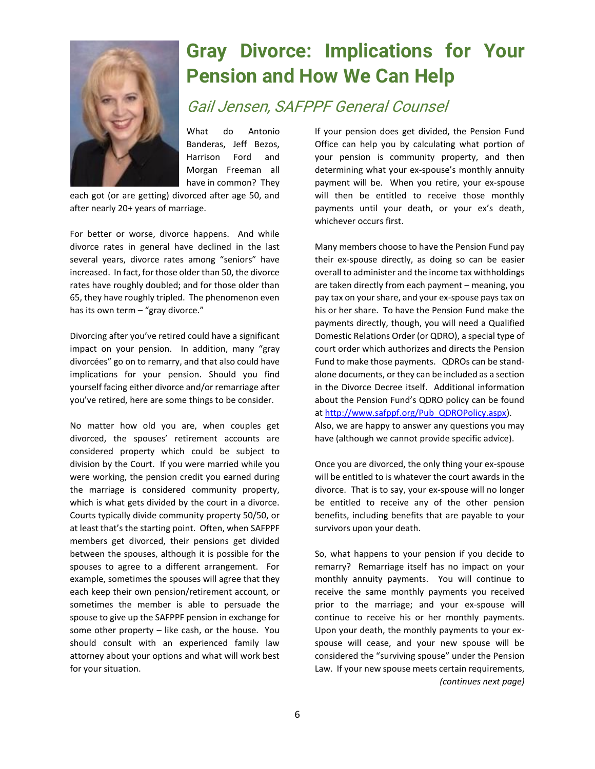# Gray Divorce: Implications for Your Pension and How We Can Help

*Gail Jensen, SAFPPF General Counsel*

What do Antonio Banderas, Jeff Bezos, Harrison Ford and Morgan Freeman all have in common? They each got (or are getting) divorced after age 50, and after nearly 20+ years of marriage.

For better or worse, divorce happens. And while divorce rates in general have declined in the last several years, divorce rates among "seniors" have increased. In fact, for those older than 50, the divorce rates have roughly doubled; and for those older than 65, they have roughly tripled. The phenomenon even has its own term – "gray divorce."

Divorcing after you've retired could have a significant impact on your pension. In addition, many "gray divorcées" go on to remarry, and that also could have implications for your pension. Should you find yourself facing either divorce and/or remarriage after you've retired, here are some things to be consider.

No matter how old you are, when couples get divorced, the spouses' retirement accounts are considered property which could be subject to division by the Court. If you were married while you were working, the pension credit you earned during the marriage is considered community property, which is what gets divided by the court in a divorce. Courts typically divide community property 50/50, or at least that's the starting point. Often, when SAFPPF members get divorced, their pensions get divided between the spouses, although it is possible for the spouses to agree to a different arrangement. For example, sometimes the spouses will agree that they each keep their own pension/retirement account, or sometimes the member is able to persuade the spouse to give up the SAFPPF pension in exchange for some other property – like cash, or the house. You should consult with an experienced family law attorney about your options and what will work best for your situation.

If your pension does get divided, the Pension Fund Office can help you by calculating what portion of your pension is community property, and then determining what your ex-spouse's monthly annuity payment will be. When you retire, your ex-spouse will then be entitled to receive those monthly payments until your death, or your ex's death, whichever occurs first.

Many members choose to have the Pension Fund pay their ex-spouse directly, as doing so can be easier overall to administer and the income tax withholdings are taken directly from each payment – meaning, you pay tax on your share, and your ex-spouse pays tax on his or her share. To have the Pension Fund make the payments directly, though, you will need a Qualified Domestic Relations Order (or QDRO), a special type of court order which authorizes and directs the Pension Fund to make those payments. QDROs can be stand-alone documents, or they can be included as a section in the Divorce Decree itself. Additional information about the Pension Fund's QDRO policy can be found at [http://www.safppf.org/Pub_QDROPolicy.aspx](http://www.safppf.org/Pub_QDROPolicy.aspx). Also, we are happy to answer any questions you may have (although we cannot provide specific advice).

Once you are divorced, the only thing your ex-spouse will be entitled to is whatever the court awards in the divorce. That is to say, your ex-spouse will no longer be entitled to receive any of the other pension benefits, including benefits that are payable to your survivors upon your death.

So, what happens to your pension if you decide to remarry? Remarriage itself has no impact on your monthly annuity payments. You will continue to receive the same monthly payments you received prior to the marriage; and your ex-spouse will continue to receive his or her monthly payments. Upon your death, the monthly payments to your ex-spouse will cease, and your new spouse will be considered the "surviving spouse" under the Pension Law. If your new spouse meets certain requirements,

*(continues next page)*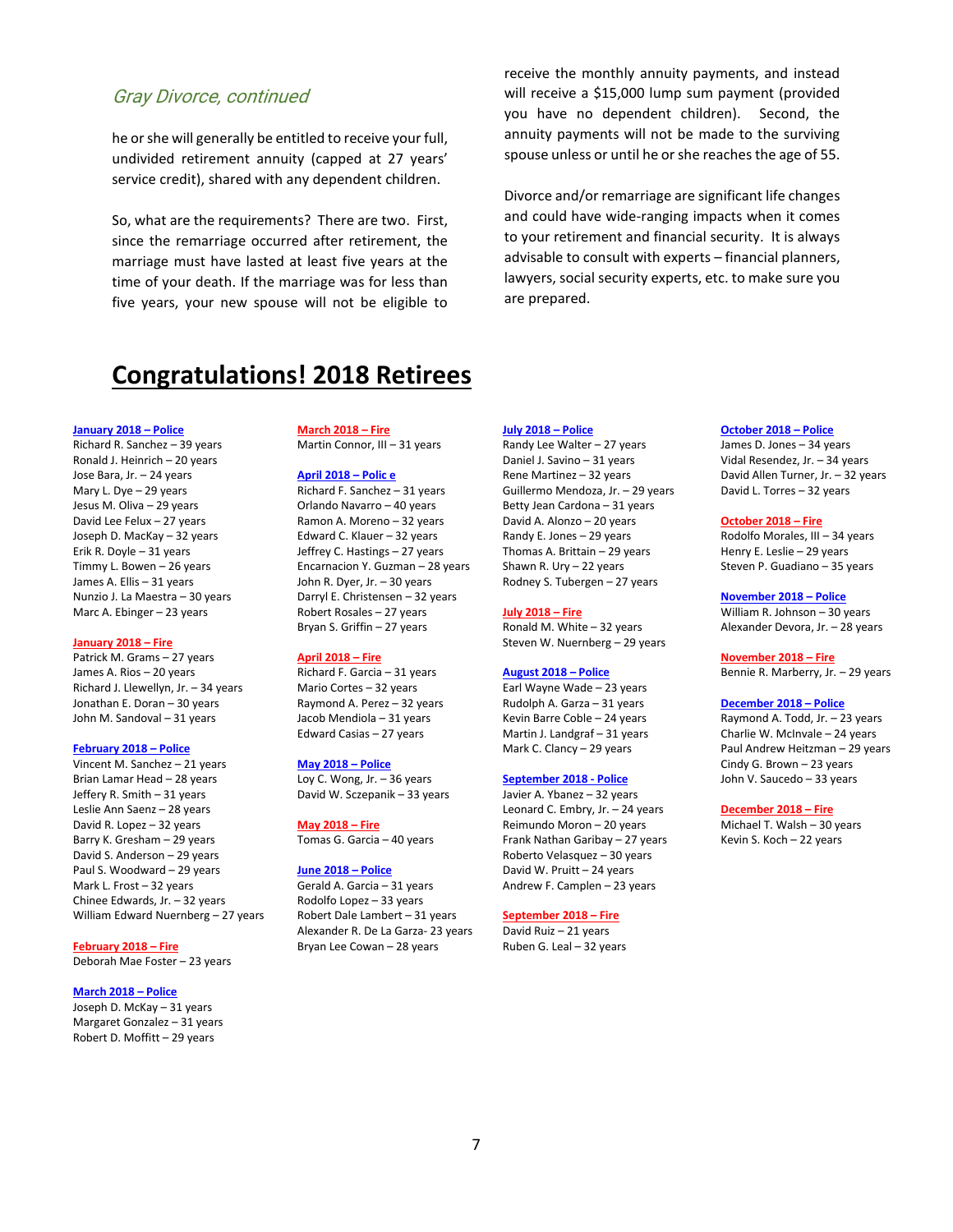*Gray Divorce, continued*

he or she will generally be entitled to receive your full, undivided retirement annuity (capped at 27 years' service credit), shared with any dependent children.

So, what are the requirements? There are two. First, since the remarriage occurred after retirement, the marriage must have lasted at least five years at the time of your death. If the marriage was for less than five years, your new spouse will not be eligible to receive the monthly annuity payments, and instead will receive a $15,000 lump sum payment (provided you have no dependent children). Second, the annuity payments will not be made to the surviving spouse unless or until he or she reaches the age of 55.

Divorce and/or remarriage are significant life changes and could have wide-ranging impacts when it comes to your retirement and financial security. It is always advisable to consult with experts – financial planners, lawyers, social security experts, etc. to make sure you are prepared.

# Congratulations! 2018 Retirees

**January 2018 – Police**
Richard R. Sanchez – 39 years
Ronald J. Heinrich – 20 years
Jose Bara, Jr. – 24 years
Mary L. Dye – 29 years
Jesus M. Oliva – 29 years
David Lee Felux – 27 years
Joseph D. MacKay – 32 years
Erik R. Doyle – 31 years
Timmy L. Bowen – 26 years
James A. Ellis – 31 years
Nunzio J. La Maestra – 30 years
Marc A. Ebinger – 23 years

**January 2018 – Fire**
Patrick M. Grams – 27 years
James A. Rios – 20 years
Richard J. Llewellyn, Jr. – 34 years
Jonathan E. Doran – 30 years
John M. Sandoval – 31 years

**February 2018 – Police**
Vincent M. Sanchez – 21 years
Brian Lamar Head – 28 years
Jeffery R. Smith – 31 years
Leslie Ann Saenz – 28 years
David R. Lopez – 32 years
Barry K. Gresham – 29 years
David S. Anderson – 29 years
Paul S. Woodward – 29 years
Mark L. Frost – 32 years
Chinee Edwards, Jr. – 32 years
William Edward Nuernberg – 27 years

**February 2018 – Fire**
Deborah Mae Foster – 23 years

**March 2018 – Police**
Joseph D. McKay – 31 years
Margaret Gonzalez – 31 years
Robert D. Moffitt – 29 years

**March 2018 – Fire**
Martin Connor, III – 31 years

**April 2018 – Polic e**
Richard F. Sanchez – 31 years
Orlando Navarro – 40 years
Ramon A. Moreno – 32 years
Edward C. Klauer – 32 years
Jeffrey C. Hastings – 27 years
Encarnacion Y. Guzman – 28 years
John R. Dyer, Jr. – 30 years
Darryl E. Christensen – 32 years
Robert Rosales – 27 years
Bryan S. Griffin – 27 years

**April 2018 – Fire**
Richard F. Garcia – 31 years
Mario Cortes – 32 years
Raymond A. Perez – 32 years
Jacob Mendiola – 31 years
Edward Casias – 27 years

**May 2018 – Police**
Loy C. Wong, Jr. – 36 years
David W. Sczepanik – 33 years

**May 2018 – Fire**
Tomas G. Garcia – 40 years

**June 2018 – Police**
Gerald A. Garcia – 31 years
Rodolfo Lopez – 33 years
Robert Dale Lambert – 31 years
Alexander R. De La Garza- 23 years
Bryan Lee Cowan – 28 years

**July 2018 – Police**
Randy Lee Walter – 27 years
Daniel J. Savino – 31 years
Rene Martinez – 32 years
Guillermo Mendoza, Jr. – 29 years
Betty Jean Cardona – 31 years
David A. Alonzo – 20 years
Randy E. Jones – 29 years
Thomas A. Brittain – 29 years
Shawn R. Ury – 22 years
Rodney S. Tubergen – 27 years

**July 2018 – Fire**
Ronald M. White – 32 years
Steven W. Nuernberg – 29 years

**August 2018 – Police**
Earl Wayne Wade – 23 years
Rudolph A. Garza – 31 years
Kevin Barre Coble – 24 years
Martin J. Landgraf – 31 years
Mark C. Clancy – 29 years

**September 2018 - Police**
Javier A. Ybanez – 32 years
Leonard C. Embry, Jr. – 24 years
Reimundo Moron – 20 years
Frank Nathan Garibay – 27 years
Roberto Velasquez – 30 years
David W. Pruitt – 24 years
Andrew F. Camplen – 23 years

**September 2018 – Fire**
David Ruiz – 21 years
Ruben G. Leal – 32 years

**October 2018 – Police**
James D. Jones – 34 years
Vidal Resendez, Jr. – 34 years
David Allen Turner, Jr. – 32 years
David L. Torres – 32 years

**October 2018 – Fire**
Rodolfo Morales, III – 34 years
Henry E. Leslie – 29 years
Steven P. Guadiano – 35 years

**November 2018 – Police**
William R. Johnson – 30 years
Alexander Devora, Jr. – 28 years

**November 2018 – Fire**
Bennie R. Marberry, Jr. – 29 years

**December 2018 – Police**
Raymond A. Todd, Jr. – 23 years
Charlie W. McInvale – 24 years
Paul Andrew Heitzman – 29 years
Cindy G. Brown – 23 years
John V. Saucedo – 33 years

**December 2018 – Fire**
Michael T. Walsh – 30 years
Kevin S. Koch – 22 years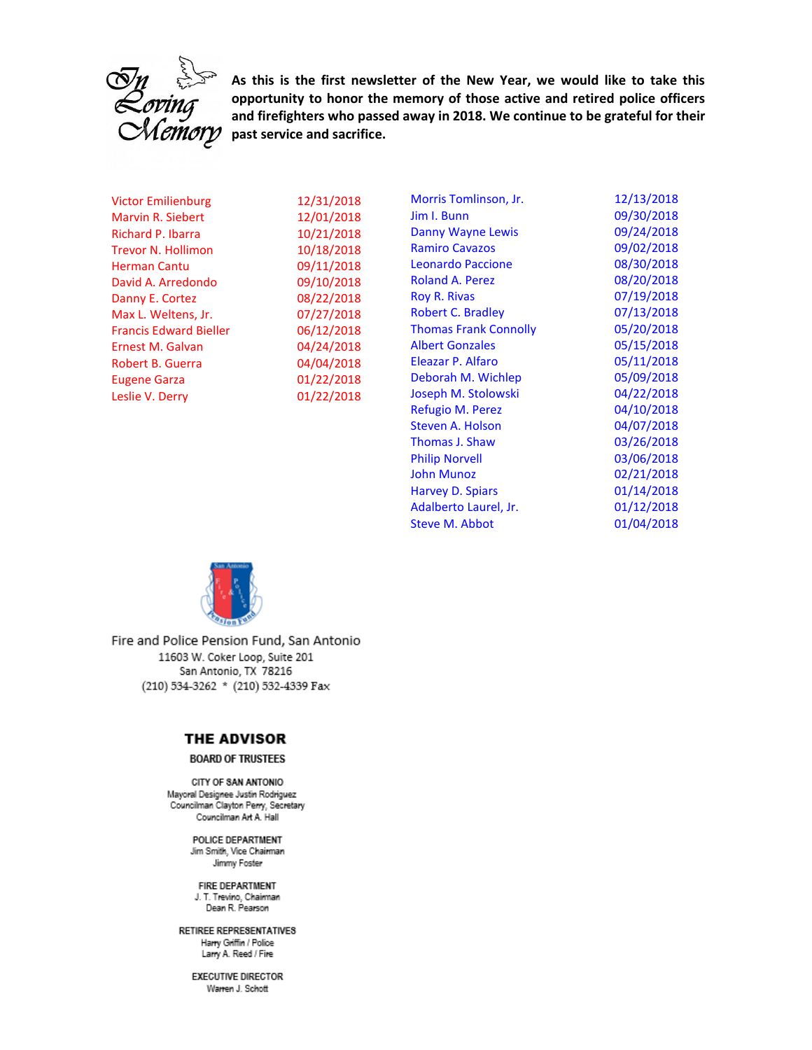# In Loving Memory

**As this is the first newsletter of the New Year, we would like to take this opportunity to honor the memory of those active and retired police officers and firefighters who passed away in 2018. We continue to be grateful for their past service and sacrifice.**

| | |
|---|---|
| Victor Emilienburg | 12/31/2018 |
| Marvin R. Siebert | 12/01/2018 |
| Richard P. Ibarra | 10/21/2018 |
| Trevor N. Hollimon | 10/18/2018 |
| Herman Cantu | 09/11/2018 |
| David A. Arredondo | 09/10/2018 |
| Danny E. Cortez | 08/22/2018 |
| Max L. Weltens, Jr. | 07/27/2018 |
| Francis Edward Bieller | 06/12/2018 |
| Ernest M. Galvan | 04/24/2018 |
| Robert B. Guerra | 04/04/2018 |
| Eugene Garza | 01/22/2018 |
| Leslie V. Derry | 01/22/2018 |

| | |
|---|---|
| Morris Tomlinson, Jr. | 12/13/2018 |
| Jim I. Bunn | 09/30/2018 |
| Danny Wayne Lewis | 09/24/2018 |
| Ramiro Cavazos | 09/02/2018 |
| Leonardo Paccione | 08/30/2018 |
| Roland A. Perez | 08/20/2018 |
| Roy R. Rivas | 07/19/2018 |
| Robert C. Bradley | 07/13/2018 |
| Thomas Frank Connolly | 05/20/2018 |
| Albert Gonzales | 05/15/2018 |
| Eleazar P. Alfaro | 05/11/2018 |
| Deborah M. Wichlep | 05/09/2018 |
| Joseph M. Stolowski | 04/22/2018 |
| Refugio M. Perez | 04/10/2018 |
| Steven A. Holson | 04/07/2018 |
| Thomas J. Shaw | 03/26/2018 |
| Philip Norvell | 03/06/2018 |
| John Munoz | 02/21/2018 |
| Harvey D. Spiars | 01/14/2018 |
| Adalberto Laurel, Jr. | 01/12/2018 |
| Steve M. Abbot | 01/04/2018 |

Fire and Police Pension Fund, San Antonio
11603 W. Coker Loop, Suite 201
San Antonio, TX 78216
(210) 534-3262 * (210) 532-4339 Fax

## THE ADVISOR

### BOARD OF TRUSTEES

CITY OF SAN ANTONIO
Mayoral Designee Justin Rodriguez
Councilman Clayton Perry, Secretary
Councilman Art A. Hall

POLICE DEPARTMENT
Jim Smith, Vice Chairman
Jimmy Foster

FIRE DEPARTMENT
J. T. Trevino, Chairman
Dean R. Pearson

RETIREE REPRESENTATIVES
Harry Griffin / Police
Larry A. Reed / Fire

EXECUTIVE DIRECTOR
Warren J. Schott